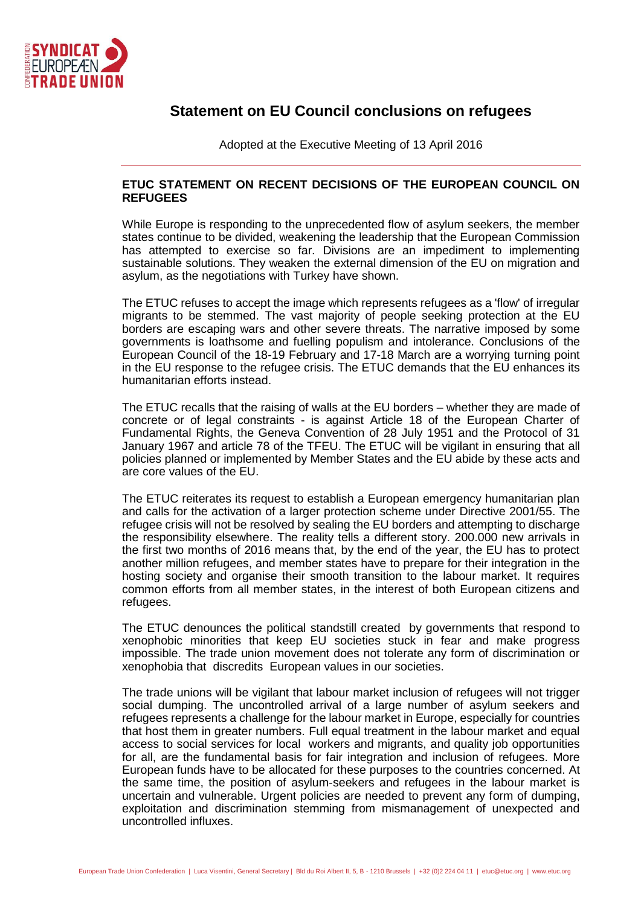# Statement on EU Council conclusions on refugees

Adopted at the Executive Meeting of 13 April 2016

## ETUC STATEMENT ON RECENT DECISIONS OF THE EUROPEAN COUNCIL ON REFUGEES

While Europe is responding to the unprecedented flow of asylum seekers, the member states continue to be divided, weakening the leadership that the European Commission has attempted to exercise so far. Divisions are an impediment to implementing sustainable solutions. They weaken the external dimension of the EU on migration and asylum, as the negotiations with Turkey have shown.

The ETUC refuses to accept the image which represents refugees as a 'flow' of irregular migrants to be stemmed. The vast majority of people seeking protection at the EU borders are escaping wars and other severe threats. The narrative imposed by some governments is loathsome and fuelling populism and intolerance. Conclusions of the European Council of the 18-19 February and 17-18 March are a worrying turning point in the EU response to the refugee crisis. The ETUC demands that the EU enhances its humanitarian efforts instead.

The ETUC recalls that the raising of walls at the EU borders – whether they are made of concrete or of legal constraints - is against Article 18 of the European Charter of Fundamental Rights, the Geneva Convention of 28 July 1951 and the Protocol of 31 January 1967 and article 78 of the TFEU. The ETUC will be vigilant in ensuring that all policies planned or implemented by Member States and the EU abide by these acts and are core values of the EU.

The ETUC reiterates its request to establish a European emergency humanitarian plan and calls for the activation of a larger protection scheme under Directive 2001/55. The refugee crisis will not be resolved by sealing the EU borders and attempting to discharge the responsibility elsewhere. The reality tells a different story. 200.000 new arrivals in the first two months of 2016 means that, by the end of the year, the EU has to protect another million refugees, and member states have to prepare for their integration in the hosting society and organise their smooth transition to the labour market. It requires common efforts from all member states, in the interest of both European citizens and refugees.

The ETUC denounces the political standstill created by governments that respond to xenophobic minorities that keep EU societies stuck in fear and make progress impossible. The trade union movement does not tolerate any form of discrimination or xenophobia that discredits European values in our societies.

The trade unions will be vigilant that labour market inclusion of refugees will not trigger social dumping. The uncontrolled arrival of a large number of asylum seekers and refugees represents a challenge for the labour market in Europe, especially for countries that host them in greater numbers. Full equal treatment in the labour market and equal access to social services for local workers and migrants, and quality job opportunities for all, are the fundamental basis for fair integration and inclusion of refugees. More European funds have to be allocated for these purposes to the countries concerned. At the same time, the position of asylum-seekers and refugees in the labour market is uncertain and vulnerable. Urgent policies are needed to prevent any form of dumping, exploitation and discrimination stemming from mismanagement of unexpected and uncontrolled influxes.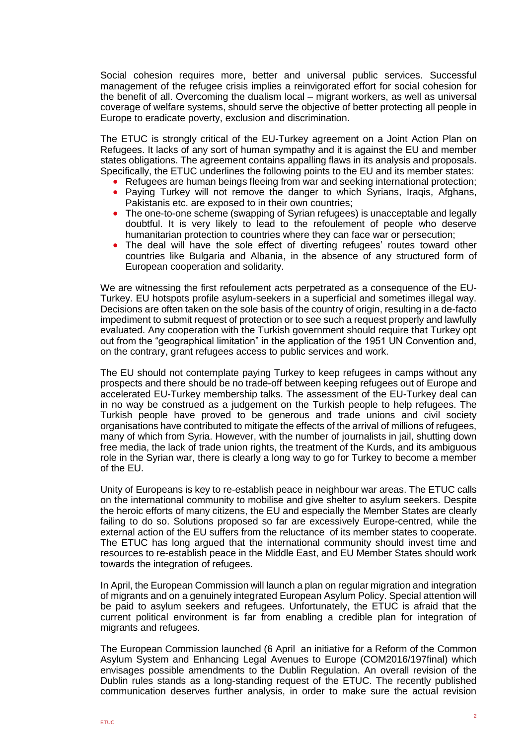Social cohesion requires more, better and universal public services. Successful management of the refugee crisis implies a reinvigorated effort for social cohesion for the benefit of all. Overcoming the dualism local – migrant workers, as well as universal coverage of welfare systems, should serve the objective of better protecting all people in Europe to eradicate poverty, exclusion and discrimination.

The ETUC is strongly critical of the EU-Turkey agreement on a Joint Action Plan on Refugees. It lacks of any sort of human sympathy and it is against the EU and member states obligations. The agreement contains appalling flaws in its analysis and proposals. Specifically, the ETUC underlines the following points to the EU and its member states:

- Refugees are human beings fleeing from war and seeking international protection;
- Paying Turkey will not remove the danger to which Syrians, Iraqis, Afghans, Pakistanis etc. are exposed to in their own countries;
- The one-to-one scheme (swapping of Syrian refugees) is unacceptable and legally doubtful. It is very likely to lead to the refoulement of people who deserve humanitarian protection to countries where they can face war or persecution;
- The deal will have the sole effect of diverting refugees' routes toward other countries like Bulgaria and Albania, in the absence of any structured form of European cooperation and solidarity.

We are witnessing the first refoulement acts perpetrated as a consequence of the EU-Turkey. EU hotspots profile asylum-seekers in a superficial and sometimes illegal way. Decisions are often taken on the sole basis of the country of origin, resulting in a de-facto impediment to submit request of protection or to see such a request properly and lawfully evaluated. Any cooperation with the Turkish government should require that Turkey opt out from the "geographical limitation" in the application of the 1951 UN Convention and, on the contrary, grant refugees access to public services and work.

The EU should not contemplate paying Turkey to keep refugees in camps without any prospects and there should be no trade-off between keeping refugees out of Europe and accelerated EU-Turkey membership talks. The assessment of the EU-Turkey deal can in no way be construed as a judgement on the Turkish people to help refugees. The Turkish people have proved to be generous and trade unions and civil society organisations have contributed to mitigate the effects of the arrival of millions of refugees, many of which from Syria. However, with the number of journalists in jail, shutting down free media, the lack of trade union rights, the treatment of the Kurds, and its ambiguous role in the Syrian war, there is clearly a long way to go for Turkey to become a member of the EU.

Unity of Europeans is key to re-establish peace in neighbour war areas. The ETUC calls on the international community to mobilise and give shelter to asylum seekers. Despite the heroic efforts of many citizens, the EU and especially the Member States are clearly failing to do so. Solutions proposed so far are excessively Europe-centred, while the external action of the EU suffers from the reluctance of its member states to cooperate. The ETUC has long argued that the international community should invest time and resources to re-establish peace in the Middle East, and EU Member States should work towards the integration of refugees.

In April, the European Commission will launch a plan on regular migration and integration of migrants and on a genuinely integrated European Asylum Policy. Special attention will be paid to asylum seekers and refugees. Unfortunately, the ETUC is afraid that the current political environment is far from enabling a credible plan for integration of migrants and refugees.

The European Commission launched (6 April an initiative for a Reform of the Common Asylum System and Enhancing Legal Avenues to Europe (COM2016/197final) which envisages possible amendments to the Dublin Regulation. An overall revision of the Dublin rules stands as a long-standing request of the ETUC. The recently published communication deserves further analysis, in order to make sure the actual revision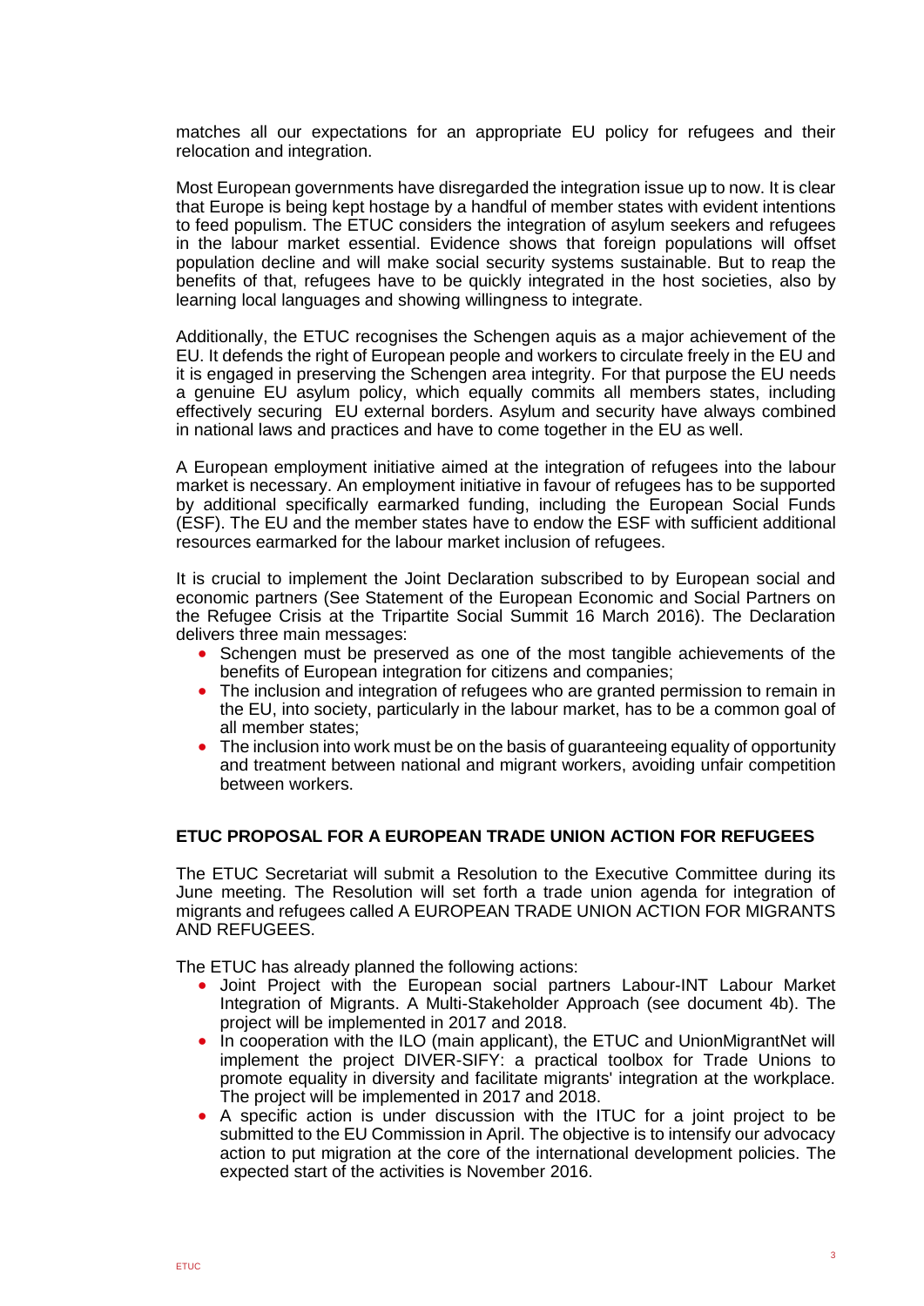matches all our expectations for an appropriate EU policy for refugees and their relocation and integration.

Most European governments have disregarded the integration issue up to now. It is clear that Europe is being kept hostage by a handful of member states with evident intentions to feed populism. The ETUC considers the integration of asylum seekers and refugees in the labour market essential. Evidence shows that foreign populations will offset population decline and will make social security systems sustainable. But to reap the benefits of that, refugees have to be quickly integrated in the host societies, also by learning local languages and showing willingness to integrate.

Additionally, the ETUC recognises the Schengen aquis as a major achievement of the EU. It defends the right of European people and workers to circulate freely in the EU and it is engaged in preserving the Schengen area integrity. For that purpose the EU needs a genuine EU asylum policy, which equally commits all members states, including effectively securing EU external borders. Asylum and security have always combined in national laws and practices and have to come together in the EU as well.

A European employment initiative aimed at the integration of refugees into the labour market is necessary. An employment initiative in favour of refugees has to be supported by additional specifically earmarked funding, including the European Social Funds (ESF). The EU and the member states have to endow the ESF with sufficient additional resources earmarked for the labour market inclusion of refugees.

It is crucial to implement the Joint Declaration subscribed to by European social and economic partners (See Statement of the European Economic and Social Partners on the Refugee Crisis at the Tripartite Social Summit 16 March 2016). The Declaration delivers three main messages:

- Schengen must be preserved as one of the most tangible achievements of the benefits of European integration for citizens and companies;
- The inclusion and integration of refugees who are granted permission to remain in the EU, into society, particularly in the labour market, has to be a common goal of all member states;
- The inclusion into work must be on the basis of guaranteeing equality of opportunity and treatment between national and migrant workers, avoiding unfair competition between workers.

## ETUC PROPOSAL FOR A EUROPEAN TRADE UNION ACTION FOR REFUGEES

The ETUC Secretariat will submit a Resolution to the Executive Committee during its June meeting. The Resolution will set forth a trade union agenda for integration of migrants and refugees called A EUROPEAN TRADE UNION ACTION FOR MIGRANTS AND REFUGEES.

The ETUC has already planned the following actions:

- Joint Project with the European social partners Labour-INT Labour Market Integration of Migrants. A Multi-Stakeholder Approach (see document 4b). The project will be implemented in 2017 and 2018.
- In cooperation with the ILO (main applicant), the ETUC and UnionMigrantNet will implement the project DIVER-SIFY: a practical toolbox for Trade Unions to promote equality in diversity and facilitate migrants' integration at the workplace. The project will be implemented in 2017 and 2018.
- A specific action is under discussion with the ITUC for a joint project to be submitted to the EU Commission in April. The objective is to intensify our advocacy action to put migration at the core of the international development policies. The expected start of the activities is November 2016.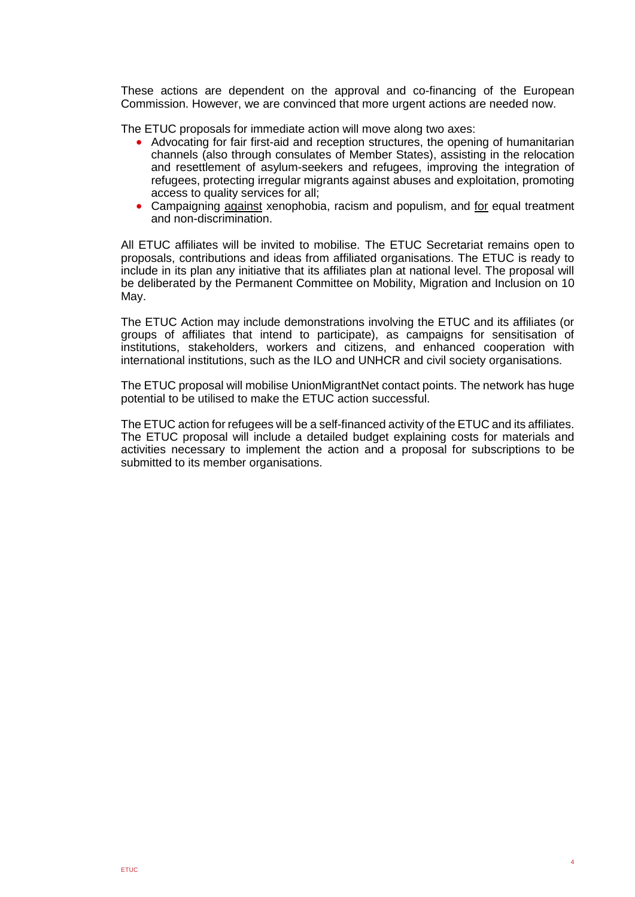These actions are dependent on the approval and co-financing of the European Commission. However, we are convinced that more urgent actions are needed now.

The ETUC proposals for immediate action will move along two axes:

- Advocating for fair first-aid and reception structures, the opening of humanitarian channels (also through consulates of Member States), assisting in the relocation and resettlement of asylum-seekers and refugees, improving the integration of refugees, protecting irregular migrants against abuses and exploitation, promoting access to quality services for all;
- Campaigning <u>against</u> xenophobia, racism and populism, and <u>for</u> equal treatment and non-discrimination.

All ETUC affiliates will be invited to mobilise. The ETUC Secretariat remains open to proposals, contributions and ideas from affiliated organisations. The ETUC is ready to include in its plan any initiative that its affiliates plan at national level. The proposal will be deliberated by the Permanent Committee on Mobility, Migration and Inclusion on 10 May.

The ETUC Action may include demonstrations involving the ETUC and its affiliates (or groups of affiliates that intend to participate), as campaigns for sensitisation of institutions, stakeholders, workers and citizens, and enhanced cooperation with international institutions, such as the ILO and UNHCR and civil society organisations.

The ETUC proposal will mobilise UnionMigrantNet contact points. The network has huge potential to be utilised to make the ETUC action successful.

The ETUC action for refugees will be a self-financed activity of the ETUC and its affiliates. The ETUC proposal will include a detailed budget explaining costs for materials and activities necessary to implement the action and a proposal for subscriptions to be submitted to its member organisations.